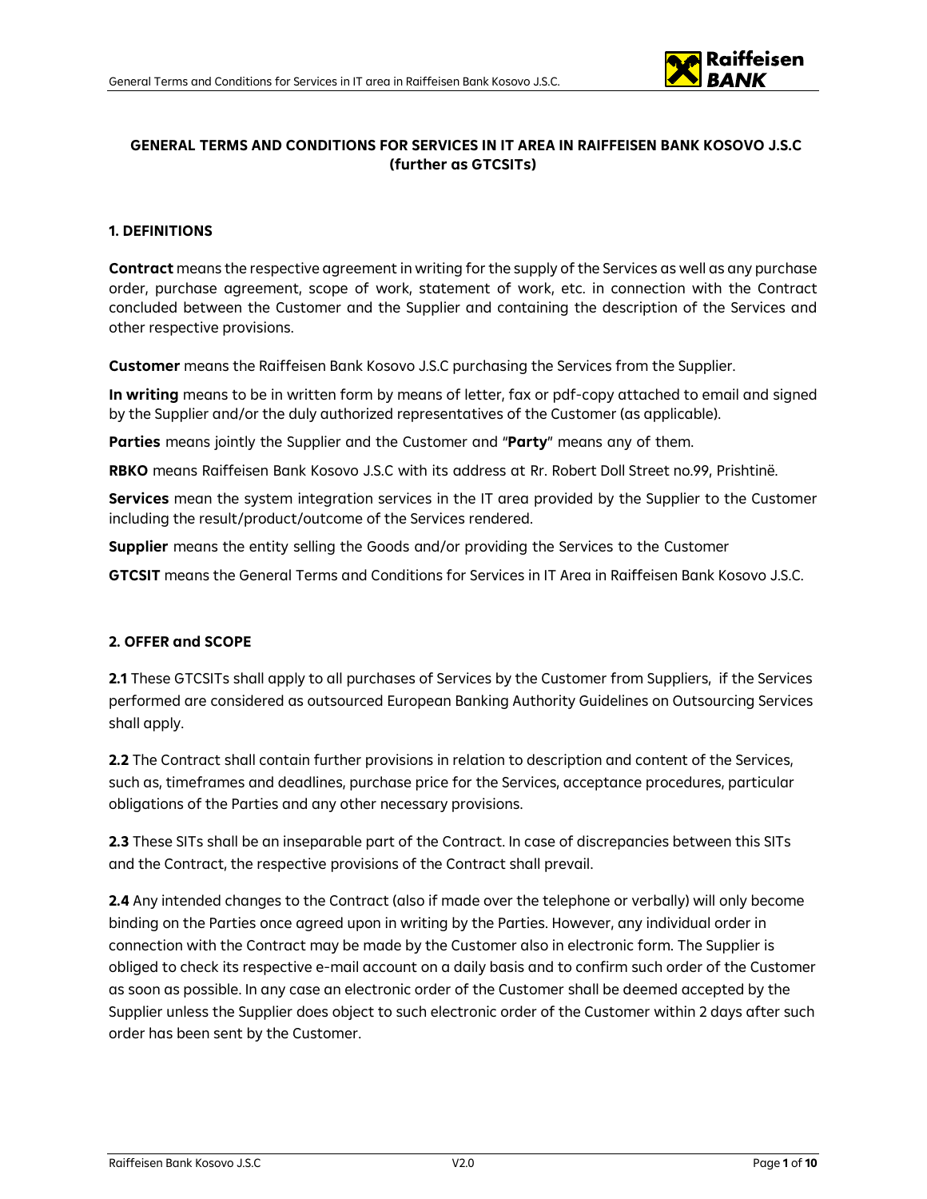# GENERAL TERMS AND CONDITIONS FOR SERVICES IN IT AREA IN RAIFFEISEN BANK KOSOVO J.S.C (further as GTCSITs)

## 1. DEFINITIONS

**Contract** means the respective agreement in writing for the supply of the Services as well as any purchase order, purchase agreement, scope of work, statement of work, etc. in connection with the Contract concluded between the Customer and the Supplier and containing the description of the Services and other respective provisions.

**Customer** means the Raiffeisen Bank Kosovo J.S.C purchasing the Services from the Supplier.

**In writing** means to be in written form by means of letter, fax or pdf-copy attached to email and signed by the Supplier and/or the duly authorized representatives of the Customer (as applicable).

**Parties** means jointly the Supplier and the Customer and "**Party**" means any of them.

**RBKO** means Raiffeisen Bank Kosovo J.S.C with its address at Rr. Robert Doll Street no.99, Prishtinë.

**Services** mean the system integration services in the IT area provided by the Supplier to the Customer including the result/product/outcome of the Services rendered.

**Supplier** means the entity selling the Goods and/or providing the Services to the Customer

**GTCSIT** means the General Terms and Conditions for Services in IT Area in Raiffeisen Bank Kosovo J.S.C.

## 2. OFFER and SCOPE

**2.1** These GTCSITs shall apply to all purchases of Services by the Customer from Suppliers, if the Services performed are considered as outsourced European Banking Authority Guidelines on Outsourcing Services shall apply.

**2.2** The Contract shall contain further provisions in relation to description and content of the Services, such as, timeframes and deadlines, purchase price for the Services, acceptance procedures, particular obligations of the Parties and any other necessary provisions.

**2.3** These SITs shall be an inseparable part of the Contract. In case of discrepancies between this SITs and the Contract, the respective provisions of the Contract shall prevail.

**2.4** Any intended changes to the Contract (also if made over the telephone or verbally) will only become binding on the Parties once agreed upon in writing by the Parties. However, any individual order in connection with the Contract may be made by the Customer also in electronic form. The Supplier is obliged to check its respective e-mail account on a daily basis and to confirm such order of the Customer as soon as possible. In any case an electronic order of the Customer shall be deemed accepted by the Supplier unless the Supplier does object to such electronic order of the Customer within 2 days after such order has been sent by the Customer.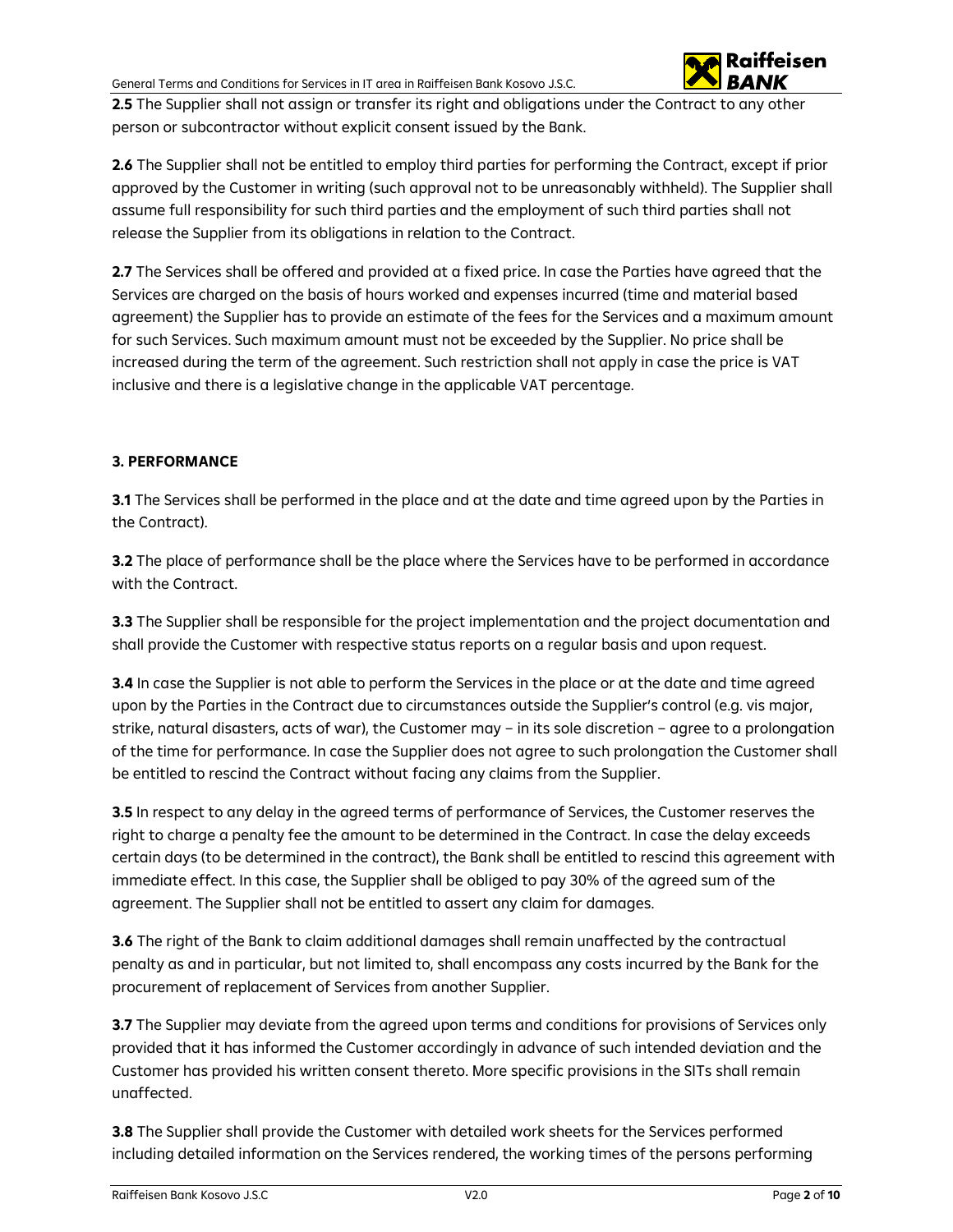**2.5** The Supplier shall not assign or transfer its right and obligations under the Contract to any other person or subcontractor without explicit consent issued by the Bank.

**2.6** The Supplier shall not be entitled to employ third parties for performing the Contract, except if prior approved by the Customer in writing (such approval not to be unreasonably withheld). The Supplier shall assume full responsibility for such third parties and the employment of such third parties shall not release the Supplier from its obligations in relation to the Contract.

**2.7** The Services shall be offered and provided at a fixed price. In case the Parties have agreed that the Services are charged on the basis of hours worked and expenses incurred (time and material based agreement) the Supplier has to provide an estimate of the fees for the Services and a maximum amount for such Services. Such maximum amount must not be exceeded by the Supplier. No price shall be increased during the term of the agreement. Such restriction shall not apply in case the price is VAT inclusive and there is a legislative change in the applicable VAT percentage.

**3. PERFORMANCE**

**3.1** The Services shall be performed in the place and at the date and time agreed upon by the Parties in the Contract).

**3.2** The place of performance shall be the place where the Services have to be performed in accordance with the Contract.

**3.3** The Supplier shall be responsible for the project implementation and the project documentation and shall provide the Customer with respective status reports on a regular basis and upon request.

**3.4** In case the Supplier is not able to perform the Services in the place or at the date and time agreed upon by the Parties in the Contract due to circumstances outside the Supplier's control (e.g. vis major, strike, natural disasters, acts of war), the Customer may – in its sole discretion – agree to a prolongation of the time for performance. In case the Supplier does not agree to such prolongation the Customer shall be entitled to rescind the Contract without facing any claims from the Supplier.

**3.5** In respect to any delay in the agreed terms of performance of Services, the Customer reserves the right to charge a penalty fee the amount to be determined in the Contract. In case the delay exceeds certain days (to be determined in the contract), the Bank shall be entitled to rescind this agreement with immediate effect. In this case, the Supplier shall be obliged to pay 30% of the agreed sum of the agreement. The Supplier shall not be entitled to assert any claim for damages.

**3.6** The right of the Bank to claim additional damages shall remain unaffected by the contractual penalty as and in particular, but not limited to, shall encompass any costs incurred by the Bank for the procurement of replacement of Services from another Supplier.

**3.7** The Supplier may deviate from the agreed upon terms and conditions for provisions of Services only provided that it has informed the Customer accordingly in advance of such intended deviation and the Customer has provided his written consent thereto. More specific provisions in the SITs shall remain unaffected.

**3.8** The Supplier shall provide the Customer with detailed work sheets for the Services performed including detailed information on the Services rendered, the working times of the persons performing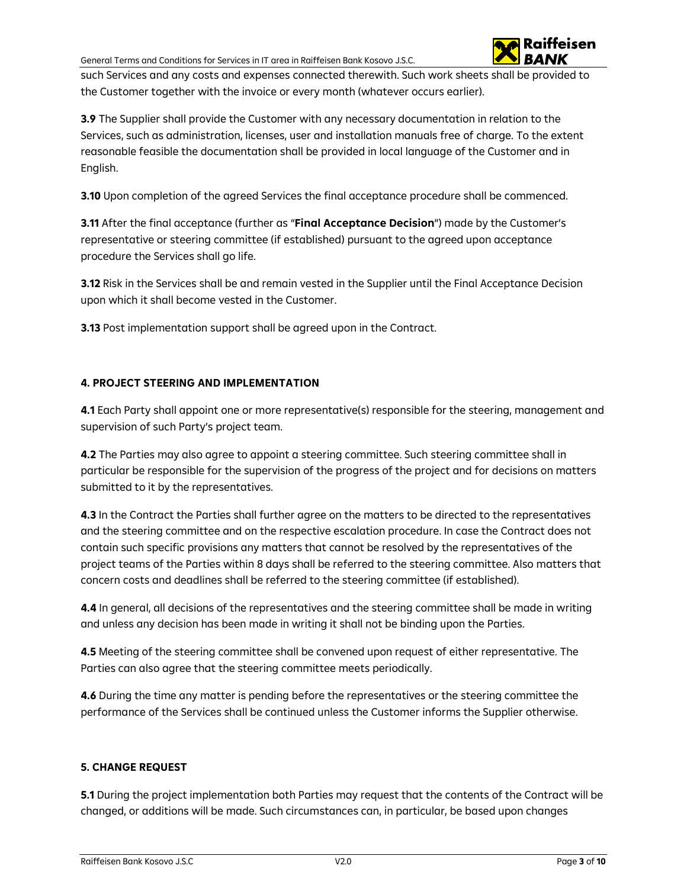such Services and any costs and expenses connected therewith. Such work sheets shall be provided to the Customer together with the invoice or every month (whatever occurs earlier).

**3.9** The Supplier shall provide the Customer with any necessary documentation in relation to the Services, such as administration, licenses, user and installation manuals free of charge. To the extent reasonable feasible the documentation shall be provided in local language of the Customer and in English.

**3.10** Upon completion of the agreed Services the final acceptance procedure shall be commenced.

**3.11** After the final acceptance (further as "**Final Acceptance Decision**") made by the Customer's representative or steering committee (if established) pursuant to the agreed upon acceptance procedure the Services shall go life.

**3.12** Risk in the Services shall be and remain vested in the Supplier until the Final Acceptance Decision upon which it shall become vested in the Customer.

**3.13** Post implementation support shall be agreed upon in the Contract.

## 4. PROJECT STEERING AND IMPLEMENTATION

**4.1** Each Party shall appoint one or more representative(s) responsible for the steering, management and supervision of such Party's project team.

**4.2** The Parties may also agree to appoint a steering committee. Such steering committee shall in particular be responsible for the supervision of the progress of the project and for decisions on matters submitted to it by the representatives.

**4.3** In the Contract the Parties shall further agree on the matters to be directed to the representatives and the steering committee and on the respective escalation procedure. In case the Contract does not contain such specific provisions any matters that cannot be resolved by the representatives of the project teams of the Parties within 8 days shall be referred to the steering committee. Also matters that concern costs and deadlines shall be referred to the steering committee (if established).

**4.4** In general, all decisions of the representatives and the steering committee shall be made in writing and unless any decision has been made in writing it shall not be binding upon the Parties.

**4.5** Meeting of the steering committee shall be convened upon request of either representative. The Parties can also agree that the steering committee meets periodically.

**4.6** During the time any matter is pending before the representatives or the steering committee the performance of the Services shall be continued unless the Customer informs the Supplier otherwise.

## 5. CHANGE REQUEST

**5.1** During the project implementation both Parties may request that the contents of the Contract will be changed, or additions will be made. Such circumstances can, in particular, be based upon changes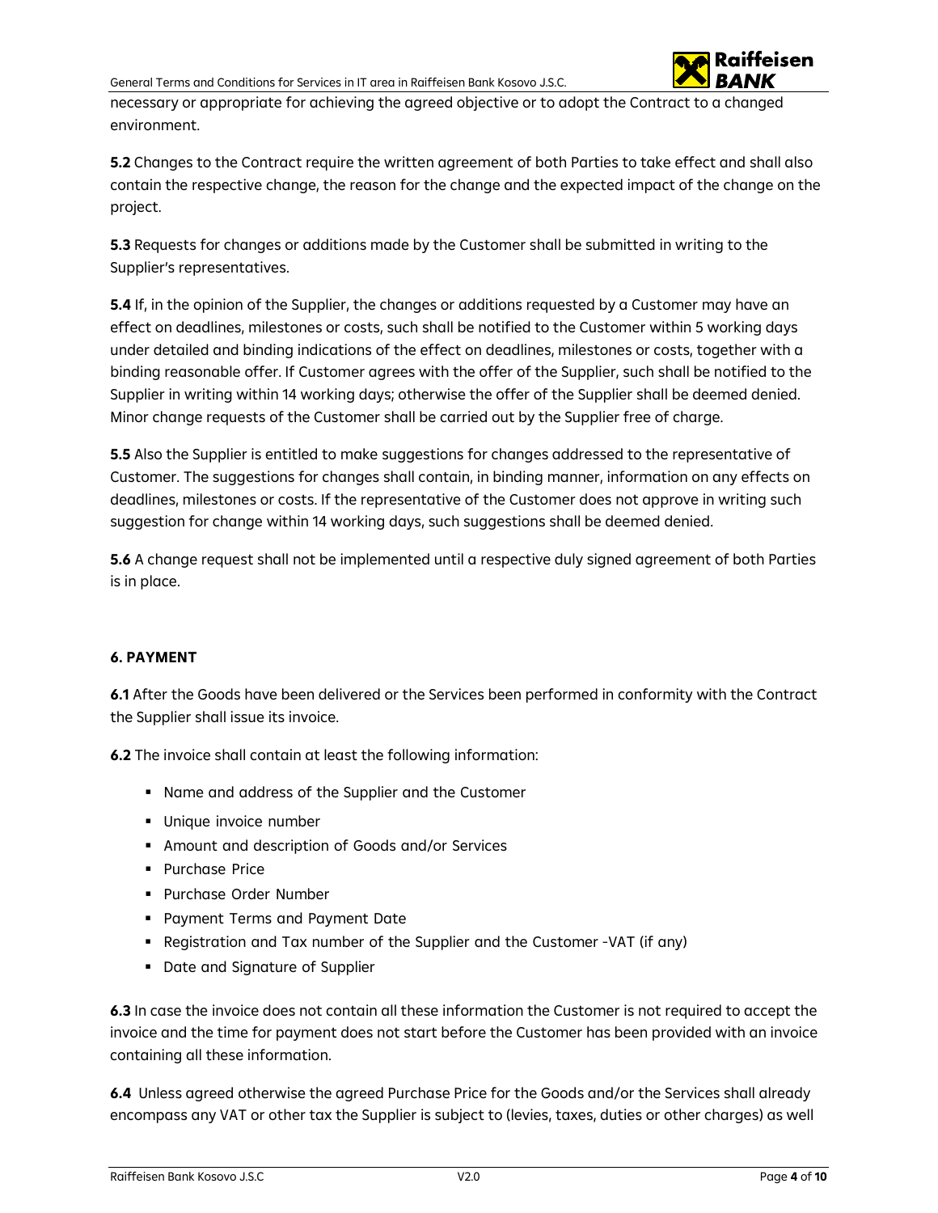necessary or appropriate for achieving the agreed objective or to adopt the Contract to a changed environment.

**5.2** Changes to the Contract require the written agreement of both Parties to take effect and shall also contain the respective change, the reason for the change and the expected impact of the change on the project.

**5.3** Requests for changes or additions made by the Customer shall be submitted in writing to the Supplier's representatives.

**5.4** If, in the opinion of the Supplier, the changes or additions requested by a Customer may have an effect on deadlines, milestones or costs, such shall be notified to the Customer within 5 working days under detailed and binding indications of the effect on deadlines, milestones or costs, together with a binding reasonable offer. If Customer agrees with the offer of the Supplier, such shall be notified to the Supplier in writing within 14 working days; otherwise the offer of the Supplier shall be deemed denied. Minor change requests of the Customer shall be carried out by the Supplier free of charge.

**5.5** Also the Supplier is entitled to make suggestions for changes addressed to the representative of Customer. The suggestions for changes shall contain, in binding manner, information on any effects on deadlines, milestones or costs. If the representative of the Customer does not approve in writing such suggestion for change within 14 working days, such suggestions shall be deemed denied.

**5.6** A change request shall not be implemented until a respective duly signed agreement of both Parties is in place.

### 6. PAYMENT

**6.1** After the Goods have been delivered or the Services been performed in conformity with the Contract the Supplier shall issue its invoice.

**6.2** The invoice shall contain at least the following information:

- Name and address of the Supplier and the Customer
- Unique invoice number
- Amount and description of Goods and/or Services
- Purchase Price
- Purchase Order Number
- Payment Terms and Payment Date
- Registration and Tax number of the Supplier and the Customer -VAT (if any)
- Date and Signature of Supplier

**6.3** In case the invoice does not contain all these information the Customer is not required to accept the invoice and the time for payment does not start before the Customer has been provided with an invoice containing all these information.

**6.4** Unless agreed otherwise the agreed Purchase Price for the Goods and/or the Services shall already encompass any VAT or other tax the Supplier is subject to (levies, taxes, duties or other charges) as well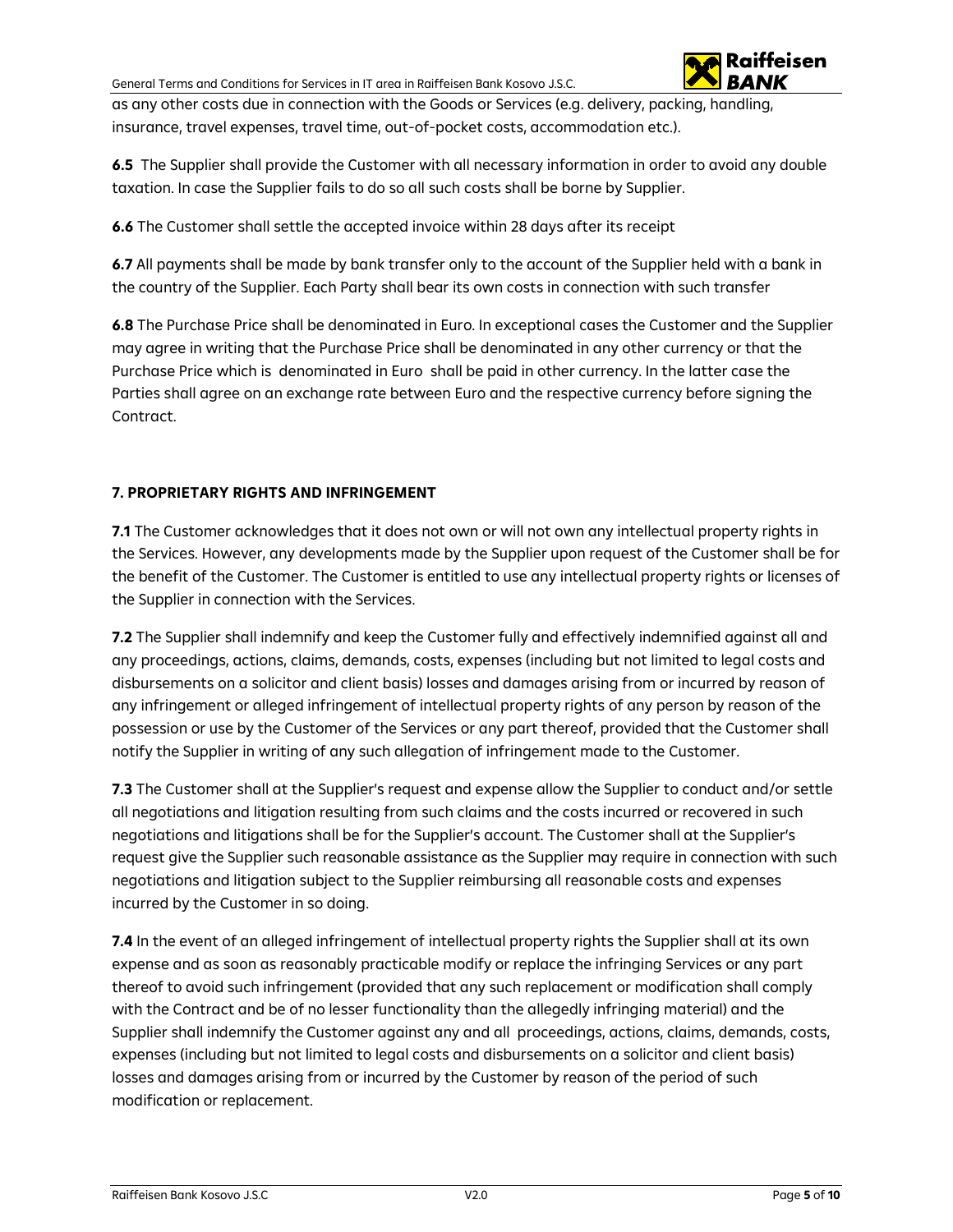as any other costs due in connection with the Goods or Services (e.g. delivery, packing, handling, insurance, travel expenses, travel time, out-of-pocket costs, accommodation etc.).

**6.5** The Supplier shall provide the Customer with all necessary information in order to avoid any double taxation. In case the Supplier fails to do so all such costs shall be borne by Supplier.

**6.6** The Customer shall settle the accepted invoice within 28 days after its receipt

**6.7** All payments shall be made by bank transfer only to the account of the Supplier held with a bank in the country of the Supplier. Each Party shall bear its own costs in connection with such transfer

**6.8** The Purchase Price shall be denominated in Euro. In exceptional cases the Customer and the Supplier may agree in writing that the Purchase Price shall be denominated in any other currency or that the Purchase Price which is denominated in Euro shall be paid in other currency. In the latter case the Parties shall agree on an exchange rate between Euro and the respective currency before signing the Contract.

## 7. PROPRIETARY RIGHTS AND INFRINGEMENT

**7.1** The Customer acknowledges that it does not own or will not own any intellectual property rights in the Services. However, any developments made by the Supplier upon request of the Customer shall be for the benefit of the Customer. The Customer is entitled to use any intellectual property rights or licenses of the Supplier in connection with the Services.

**7.2** The Supplier shall indemnify and keep the Customer fully and effectively indemnified against all and any proceedings, actions, claims, demands, costs, expenses (including but not limited to legal costs and disbursements on a solicitor and client basis) losses and damages arising from or incurred by reason of any infringement or alleged infringement of intellectual property rights of any person by reason of the possession or use by the Customer of the Services or any part thereof, provided that the Customer shall notify the Supplier in writing of any such allegation of infringement made to the Customer.

**7.3** The Customer shall at the Supplier's request and expense allow the Supplier to conduct and/or settle all negotiations and litigation resulting from such claims and the costs incurred or recovered in such negotiations and litigations shall be for the Supplier's account. The Customer shall at the Supplier's request give the Supplier such reasonable assistance as the Supplier may require in connection with such negotiations and litigation subject to the Supplier reimbursing all reasonable costs and expenses incurred by the Customer in so doing.

**7.4** In the event of an alleged infringement of intellectual property rights the Supplier shall at its own expense and as soon as reasonably practicable modify or replace the infringing Services or any part thereof to avoid such infringement (provided that any such replacement or modification shall comply with the Contract and be of no lesser functionality than the allegedly infringing material) and the Supplier shall indemnify the Customer against any and all proceedings, actions, claims, demands, costs, expenses (including but not limited to legal costs and disbursements on a solicitor and client basis) losses and damages arising from or incurred by the Customer by reason of the period of such modification or replacement.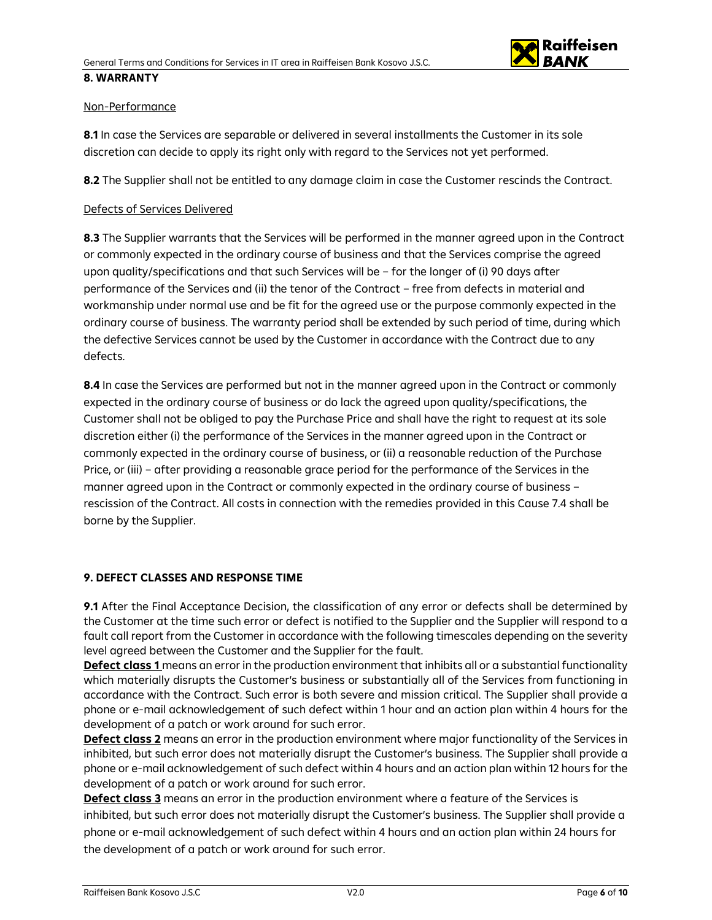## 8. WARRANTY

Non-Performance

**8.1** In case the Services are separable or delivered in several installments the Customer in its sole discretion can decide to apply its right only with regard to the Services not yet performed.

**8.2** The Supplier shall not be entitled to any damage claim in case the Customer rescinds the Contract.

Defects of Services Delivered

**8.3** The Supplier warrants that the Services will be performed in the manner agreed upon in the Contract or commonly expected in the ordinary course of business and that the Services comprise the agreed upon quality/specifications and that such Services will be – for the longer of (i) 90 days after performance of the Services and (ii) the tenor of the Contract – free from defects in material and workmanship under normal use and be fit for the agreed use or the purpose commonly expected in the ordinary course of business. The warranty period shall be extended by such period of time, during which the defective Services cannot be used by the Customer in accordance with the Contract due to any defects.

**8.4** In case the Services are performed but not in the manner agreed upon in the Contract or commonly expected in the ordinary course of business or do lack the agreed upon quality/specifications, the Customer shall not be obliged to pay the Purchase Price and shall have the right to request at its sole discretion either (i) the performance of the Services in the manner agreed upon in the Contract or commonly expected in the ordinary course of business, or (ii) a reasonable reduction of the Purchase Price, or (iii) – after providing a reasonable grace period for the performance of the Services in the manner agreed upon in the Contract or commonly expected in the ordinary course of business – rescission of the Contract. All costs in connection with the remedies provided in this Cause 7.4 shall be borne by the Supplier.

## 9. DEFECT CLASSES AND RESPONSE TIME

**9.1** After the Final Acceptance Decision, the classification of any error or defects shall be determined by the Customer at the time such error or defect is notified to the Supplier and the Supplier will respond to a fault call report from the Customer in accordance with the following timescales depending on the severity level agreed between the Customer and the Supplier for the fault.

**Defect class 1** means an error in the production environment that inhibits all or a substantial functionality which materially disrupts the Customer's business or substantially all of the Services from functioning in accordance with the Contract. Such error is both severe and mission critical. The Supplier shall provide a phone or e-mail acknowledgement of such defect within 1 hour and an action plan within 4 hours for the development of a patch or work around for such error.

**Defect class 2** means an error in the production environment where major functionality of the Services in inhibited, but such error does not materially disrupt the Customer's business. The Supplier shall provide a phone or e-mail acknowledgement of such defect within 4 hours and an action plan within 12 hours for the development of a patch or work around for such error.

**Defect class 3** means an error in the production environment where a feature of the Services is inhibited, but such error does not materially disrupt the Customer's business. The Supplier shall provide a phone or e-mail acknowledgement of such defect within 4 hours and an action plan within 24 hours for the development of a patch or work around for such error.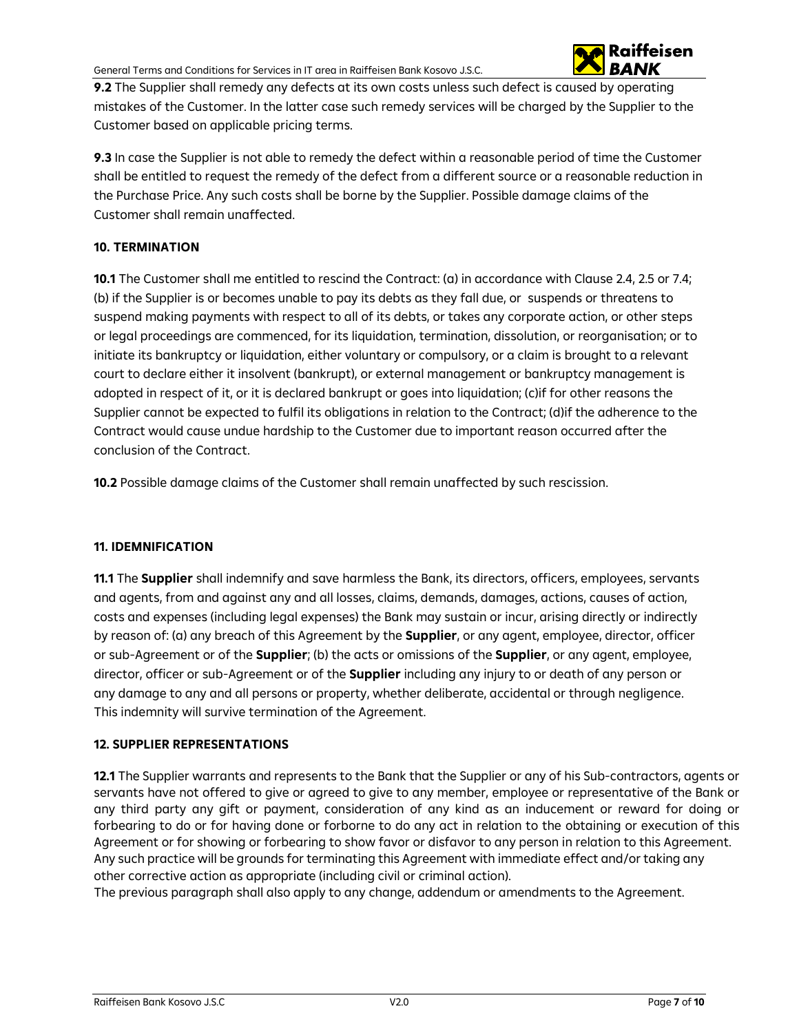**9.2** The Supplier shall remedy any defects at its own costs unless such defect is caused by operating mistakes of the Customer. In the latter case such remedy services will be charged by the Supplier to the Customer based on applicable pricing terms.

**9.3** In case the Supplier is not able to remedy the defect within a reasonable period of time the Customer shall be entitled to request the remedy of the defect from a different source or a reasonable reduction in the Purchase Price. Any such costs shall be borne by the Supplier. Possible damage claims of the Customer shall remain unaffected.

## 10. TERMINATION

**10.1** The Customer shall me entitled to rescind the Contract: (a) in accordance with Clause 2.4, 2.5 or 7.4; (b) if the Supplier is or becomes unable to pay its debts as they fall due, or suspends or threatens to suspend making payments with respect to all of its debts, or takes any corporate action, or other steps or legal proceedings are commenced, for its liquidation, termination, dissolution, or reorganisation; or to initiate its bankruptcy or liquidation, either voluntary or compulsory, or a claim is brought to a relevant court to declare either it insolvent (bankrupt), or external management or bankruptcy management is adopted in respect of it, or it is declared bankrupt or goes into liquidation; (c)if for other reasons the Supplier cannot be expected to fulfil its obligations in relation to the Contract; (d)if the adherence to the Contract would cause undue hardship to the Customer due to important reason occurred after the conclusion of the Contract.

**10.2** Possible damage claims of the Customer shall remain unaffected by such rescission.

## 11. IDEMNIFICATION

**11.1** The **Supplier** shall indemnify and save harmless the Bank, its directors, officers, employees, servants and agents, from and against any and all losses, claims, demands, damages, actions, causes of action, costs and expenses (including legal expenses) the Bank may sustain or incur, arising directly or indirectly by reason of: (a) any breach of this Agreement by the **Supplier**, or any agent, employee, director, officer or sub-Agreement or of the **Supplier**; (b) the acts or omissions of the **Supplier**, or any agent, employee, director, officer or sub-Agreement or of the **Supplier** including any injury to or death of any person or any damage to any and all persons or property, whether deliberate, accidental or through negligence. This indemnity will survive termination of the Agreement.

## 12. SUPPLIER REPRESENTATIONS

**12.1** The Supplier warrants and represents to the Bank that the Supplier or any of his Sub-contractors, agents or servants have not offered to give or agreed to give to any member, employee or representative of the Bank or any third party any gift or payment, consideration of any kind as an inducement or reward for doing or forbearing to do or for having done or forborne to do any act in relation to the obtaining or execution of this Agreement or for showing or forbearing to show favor or disfavor to any person in relation to this Agreement. Any such practice will be grounds for terminating this Agreement with immediate effect and/or taking any other corrective action as appropriate (including civil or criminal action).

The previous paragraph shall also apply to any change, addendum or amendments to the Agreement.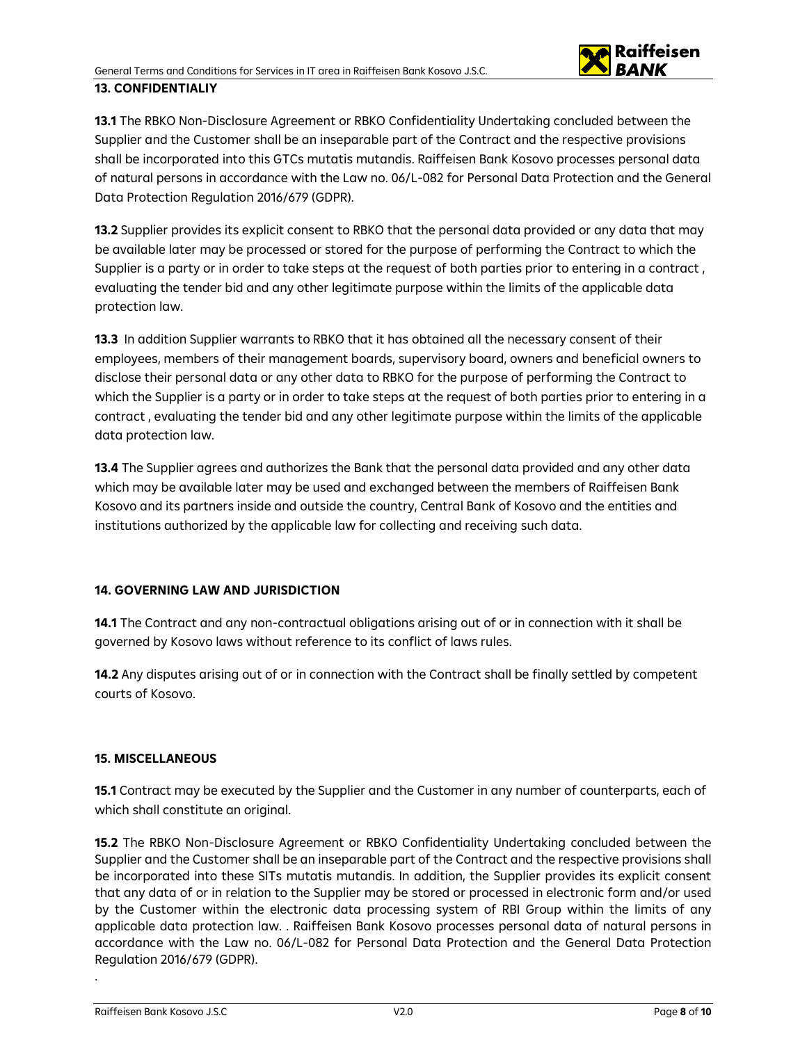## 13. CONFIDENTIALIY

**13.1** The RBKO Non-Disclosure Agreement or RBKO Confidentiality Undertaking concluded between the Supplier and the Customer shall be an inseparable part of the Contract and the respective provisions shall be incorporated into this GTCs mutatis mutandis. Raiffeisen Bank Kosovo processes personal data of natural persons in accordance with the Law no. 06/L-082 for Personal Data Protection and the General Data Protection Regulation 2016/679 (GDPR).

**13.2** Supplier provides its explicit consent to RBKO that the personal data provided or any data that may be available later may be processed or stored for the purpose of performing the Contract to which the Supplier is a party or in order to take steps at the request of both parties prior to entering in a contract , evaluating the tender bid and any other legitimate purpose within the limits of the applicable data protection law.

**13.3** In addition Supplier warrants to RBKO that it has obtained all the necessary consent of their employees, members of their management boards, supervisory board, owners and beneficial owners to disclose their personal data or any other data to RBKO for the purpose of performing the Contract to which the Supplier is a party or in order to take steps at the request of both parties prior to entering in a contract , evaluating the tender bid and any other legitimate purpose within the limits of the applicable data protection law.

**13.4** The Supplier agrees and authorizes the Bank that the personal data provided and any other data which may be available later may be used and exchanged between the members of Raiffeisen Bank Kosovo and its partners inside and outside the country, Central Bank of Kosovo and the entities and institutions authorized by the applicable law for collecting and receiving such data.

## 14. GOVERNING LAW AND JURISDICTION

**14.1** The Contract and any non-contractual obligations arising out of or in connection with it shall be governed by Kosovo laws without reference to its conflict of laws rules.

**14.2** Any disputes arising out of or in connection with the Contract shall be finally settled by competent courts of Kosovo.

## 15. MISCELLANEOUS

**15.1** Contract may be executed by the Supplier and the Customer in any number of counterparts, each of which shall constitute an original.

**15.2** The RBKO Non-Disclosure Agreement or RBKO Confidentiality Undertaking concluded between the Supplier and the Customer shall be an inseparable part of the Contract and the respective provisions shall be incorporated into these SITs mutatis mutandis. In addition, the Supplier provides its explicit consent that any data of or in relation to the Supplier may be stored or processed in electronic form and/or used by the Customer within the electronic data processing system of RBI Group within the limits of any applicable data protection law. . Raiffeisen Bank Kosovo processes personal data of natural persons in accordance with the Law no. 06/L-082 for Personal Data Protection and the General Data Protection Regulation 2016/679 (GDPR).

.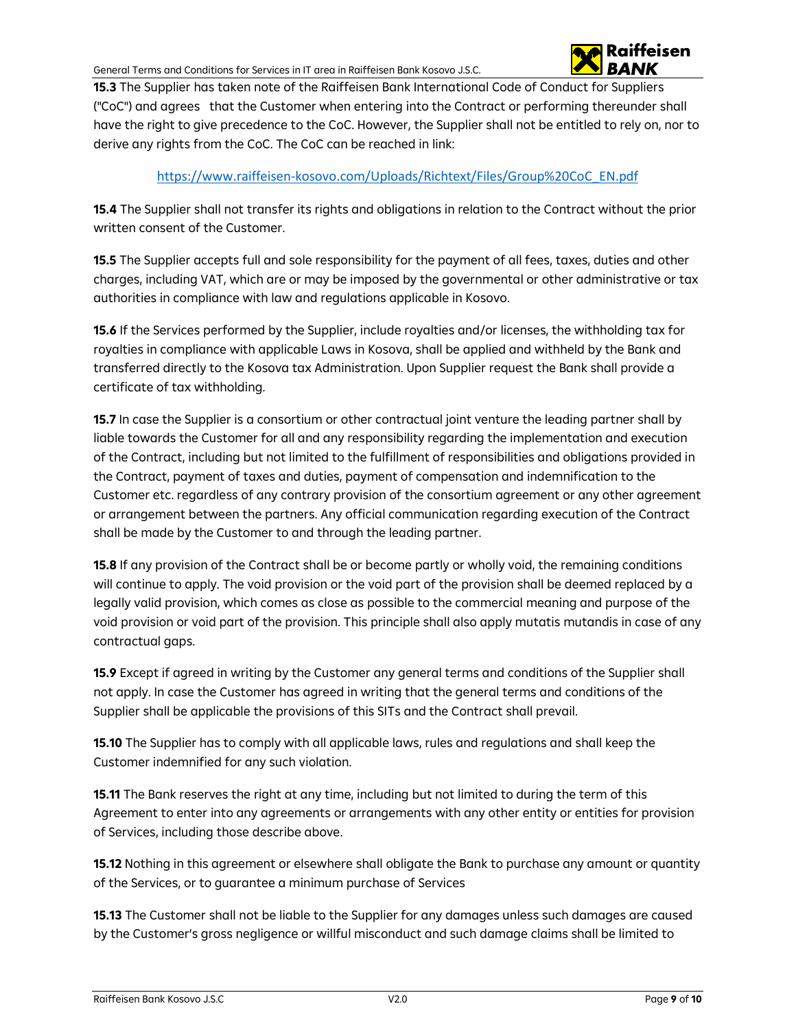**15.3** The Supplier has taken note of the Raiffeisen Bank International Code of Conduct for Suppliers ("CoC") and agrees that the Customer when entering into the Contract or performing thereunder shall have the right to give precedence to the CoC. However, the Supplier shall not be entitled to rely on, nor to derive any rights from the CoC. The CoC can be reached in link:

https://www.raiffeisen-kosovo.com/Uploads/Richtext/Files/Group%20CoC_EN.pdf

**15.4** The Supplier shall not transfer its rights and obligations in relation to the Contract without the prior written consent of the Customer.

**15.5** The Supplier accepts full and sole responsibility for the payment of all fees, taxes, duties and other charges, including VAT, which are or may be imposed by the governmental or other administrative or tax authorities in compliance with law and regulations applicable in Kosovo.

**15.6** If the Services performed by the Supplier, include royalties and/or licenses, the withholding tax for royalties in compliance with applicable Laws in Kosova, shall be applied and withheld by the Bank and transferred directly to the Kosova tax Administration. Upon Supplier request the Bank shall provide a certificate of tax withholding.

**15.7** In case the Supplier is a consortium or other contractual joint venture the leading partner shall by liable towards the Customer for all and any responsibility regarding the implementation and execution of the Contract, including but not limited to the fulfillment of responsibilities and obligations provided in the Contract, payment of taxes and duties, payment of compensation and indemnification to the Customer etc. regardless of any contrary provision of the consortium agreement or any other agreement or arrangement between the partners. Any official communication regarding execution of the Contract shall be made by the Customer to and through the leading partner.

**15.8** If any provision of the Contract shall be or become partly or wholly void, the remaining conditions will continue to apply. The void provision or the void part of the provision shall be deemed replaced by a legally valid provision, which comes as close as possible to the commercial meaning and purpose of the void provision or void part of the provision. This principle shall also apply mutatis mutandis in case of any contractual gaps.

**15.9** Except if agreed in writing by the Customer any general terms and conditions of the Supplier shall not apply. In case the Customer has agreed in writing that the general terms and conditions of the Supplier shall be applicable the provisions of this SITs and the Contract shall prevail.

**15.10** The Supplier has to comply with all applicable laws, rules and regulations and shall keep the Customer indemnified for any such violation.

**15.11** The Bank reserves the right at any time, including but not limited to during the term of this Agreement to enter into any agreements or arrangements with any other entity or entities for provision of Services, including those describe above.

**15.12** Nothing in this agreement or elsewhere shall obligate the Bank to purchase any amount or quantity of the Services, or to guarantee a minimum purchase of Services

**15.13** The Customer shall not be liable to the Supplier for any damages unless such damages are caused by the Customer's gross negligence or willful misconduct and such damage claims shall be limited to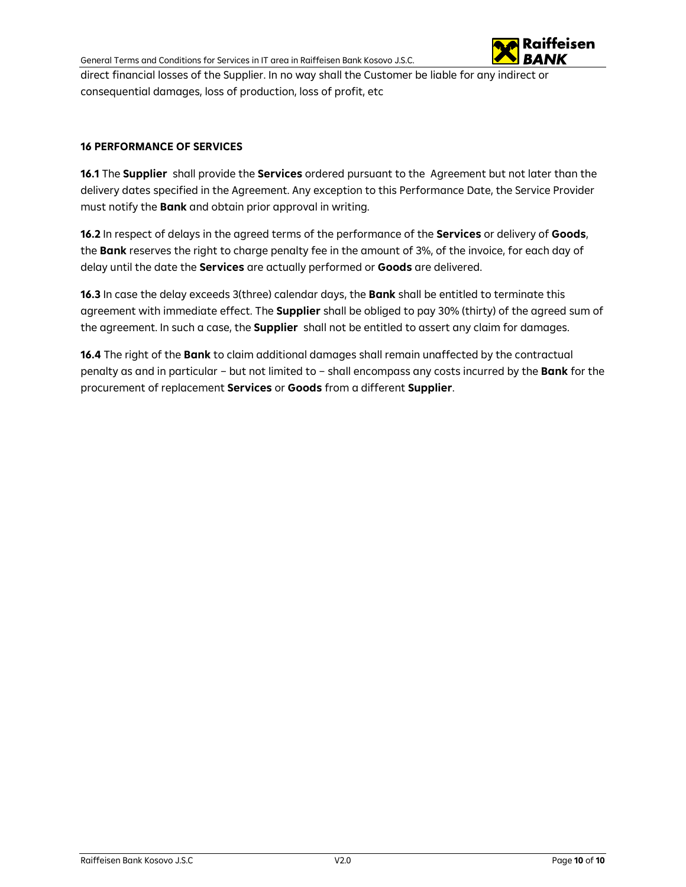direct financial losses of the Supplier. In no way shall the Customer be liable for any indirect or consequential damages, loss of production, loss of profit, etc

**16 PERFORMANCE OF SERVICES**

**16.1** The **Supplier** shall provide the **Services** ordered pursuant to the Agreement but not later than the delivery dates specified in the Agreement. Any exception to this Performance Date, the Service Provider must notify the **Bank** and obtain prior approval in writing.

**16.2** In respect of delays in the agreed terms of the performance of the **Services** or delivery of **Goods**, the **Bank** reserves the right to charge penalty fee in the amount of 3%, of the invoice, for each day of delay until the date the **Services** are actually performed or **Goods** are delivered.

**16.3** In case the delay exceeds 3(three) calendar days, the **Bank** shall be entitled to terminate this agreement with immediate effect. The **Supplier** shall be obliged to pay 30% (thirty) of the agreed sum of the agreement. In such a case, the **Supplier** shall not be entitled to assert any claim for damages.

**16.4** The right of the **Bank** to claim additional damages shall remain unaffected by the contractual penalty as and in particular – but not limited to – shall encompass any costs incurred by the **Bank** for the procurement of replacement **Services** or **Goods** from a different **Supplier**.